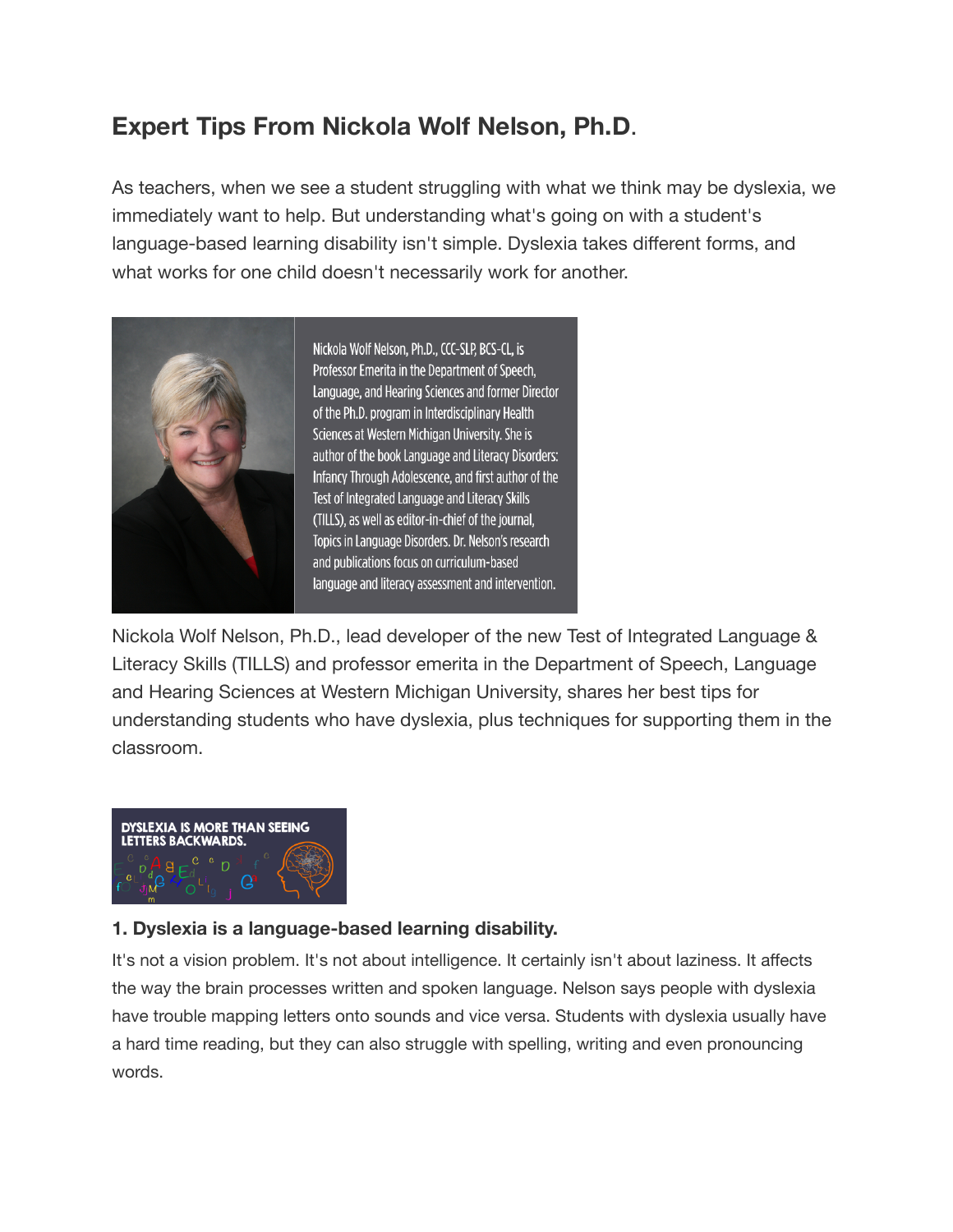# Expert Tips From Nickola Wolf Nelson, Ph.D.

As teachers, when we see a student struggling with what we think may be dyslexia, we immediately want to help. But understanding what's going on with a student's language-based learning disability isn't simple. Dyslexia takes different forms, and what works for one child doesn't necessarily work for another.

Nickola Wolf Nelson, Ph.D., CCC-SLP, BCS-CL, is Professor Emerita in the Department of Speech, Language, and Hearing Sciences and former Director of the Ph.D. program in Interdisciplinary Health Sciences at Western Michigan University. She is author of the book Language and Literacy Disorders: Infancy Through Adolescence, and first author of the Test of Integrated Language and Literacy Skills (TILLS), as well as editor-in-chief of the journal, Topics in Language Disorders. Dr. Nelson's research and publications focus on curriculum-based language and literacy assessment and intervention.

Nickola Wolf Nelson, Ph.D., lead developer of the new Test of Integrated Language & Literacy Skills (TILLS) and professor emerita in the Department of Speech, Language and Hearing Sciences at Western Michigan University, shares her best tips for understanding students who have dyslexia, plus techniques for supporting them in the classroom.

DYSLEXIA IS MORE THAN SEEING LETTERS BACKWARDS.

### 1. Dyslexia is a language-based learning disability.

It's not a vision problem. It's not about intelligence. It certainly isn't about laziness. It affects the way the brain processes written and spoken language. Nelson says people with dyslexia have trouble mapping letters onto sounds and vice versa. Students with dyslexia usually have a hard time reading, but they can also struggle with spelling, writing and even pronouncing words.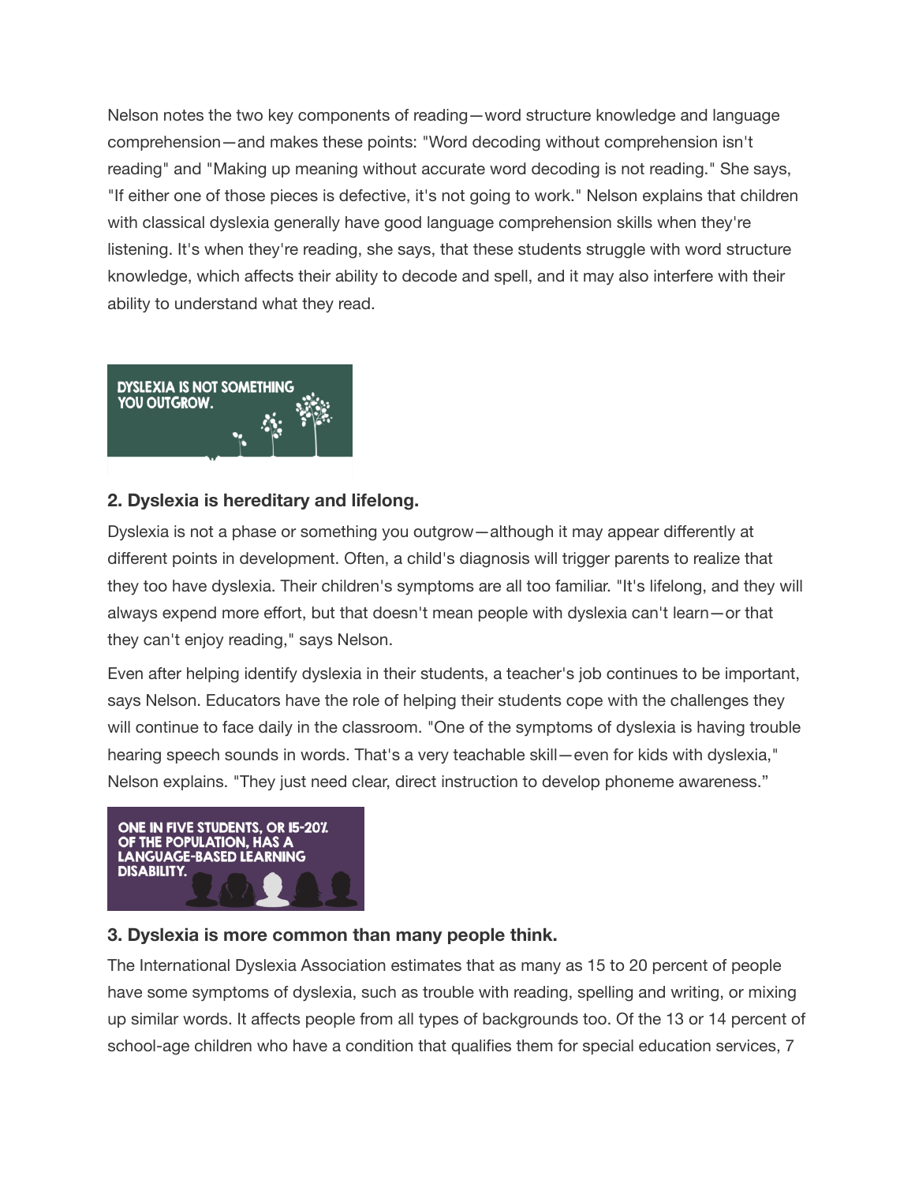Nelson notes the two key components of reading—word structure knowledge and language comprehension—and makes these points: "Word decoding without comprehension isn't reading" and "Making up meaning without accurate word decoding is not reading." She says, "If either one of those pieces is defective, it's not going to work." Nelson explains that children with classical dyslexia generally have good language comprehension skills when they're listening. It's when they're reading, she says, that these students struggle with word structure knowledge, which affects their ability to decode and spell, and it may also interfere with their ability to understand what they read.

DYSLEXIA IS NOT SOMETHING YOU OUTGROW.

### 2. Dyslexia is hereditary and lifelong.

Dyslexia is not a phase or something you outgrow—although it may appear differently at different points in development. Often, a child's diagnosis will trigger parents to realize that they too have dyslexia. Their children's symptoms are all too familiar. "It's lifelong, and they will always expend more effort, but that doesn't mean people with dyslexia can't learn—or that they can't enjoy reading," says Nelson.

Even after helping identify dyslexia in their students, a teacher's job continues to be important, says Nelson. Educators have the role of helping their students cope with the challenges they will continue to face daily in the classroom. "One of the symptoms of dyslexia is having trouble hearing speech sounds in words. That's a very teachable skill—even for kids with dyslexia," Nelson explains. "They just need clear, direct instruction to develop phoneme awareness."

ONE IN FIVE STUDENTS, OR 15-20% OF THE POPULATION, HAS A LANGUAGE-BASED LEARNING DISABILITY.

### 3. Dyslexia is more common than many people think.

The International Dyslexia Association estimates that as many as 15 to 20 percent of people have some symptoms of dyslexia, such as trouble with reading, spelling and writing, or mixing up similar words. It affects people from all types of backgrounds too. Of the 13 or 14 percent of school-age children who have a condition that qualifies them for special education services, 7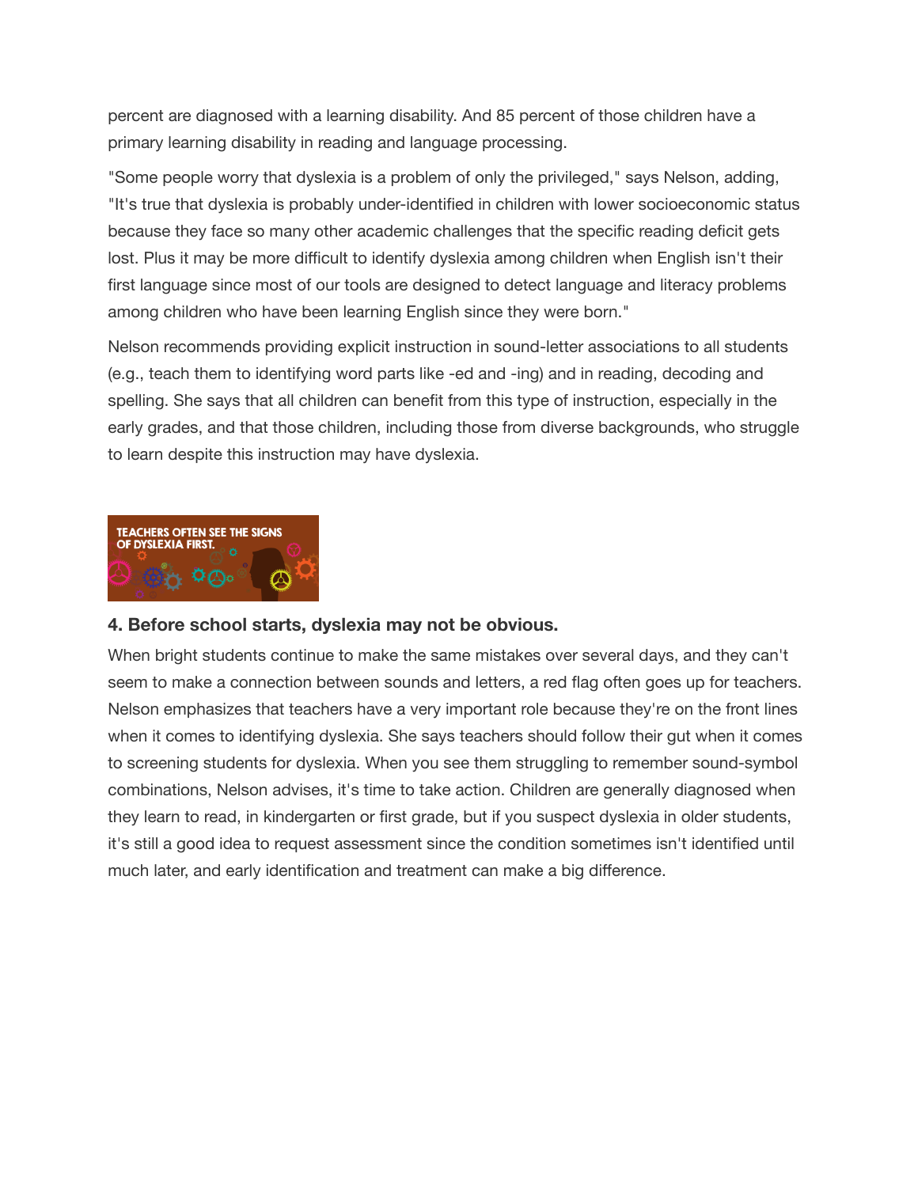percent are diagnosed with a learning disability. And 85 percent of those children have a primary learning disability in reading and language processing.

"Some people worry that dyslexia is a problem of only the privileged," says Nelson, adding, "It's true that dyslexia is probably under-identified in children with lower socioeconomic status because they face so many other academic challenges that the specific reading deficit gets lost. Plus it may be more difficult to identify dyslexia among children when English isn't their first language since most of our tools are designed to detect language and literacy problems among children who have been learning English since they were born."

Nelson recommends providing explicit instruction in sound-letter associations to all students (e.g., teach them to identifying word parts like -ed and -ing) and in reading, decoding and spelling. She says that all children can benefit from this type of instruction, especially in the early grades, and that those children, including those from diverse backgrounds, who struggle to learn despite this instruction may have dyslexia.

TEACHERS OFTEN SEE THE SIGNS OF DYSLEXIA FIRST.

**4. Before school starts, dyslexia may not be obvious.**

When bright students continue to make the same mistakes over several days, and they can't seem to make a connection between sounds and letters, a red flag often goes up for teachers. Nelson emphasizes that teachers have a very important role because they're on the front lines when it comes to identifying dyslexia. She says teachers should follow their gut when it comes to screening students for dyslexia. When you see them struggling to remember sound-symbol combinations, Nelson advises, it's time to take action. Children are generally diagnosed when they learn to read, in kindergarten or first grade, but if you suspect dyslexia in older students, it's still a good idea to request assessment since the condition sometimes isn't identified until much later, and early identification and treatment can make a big difference.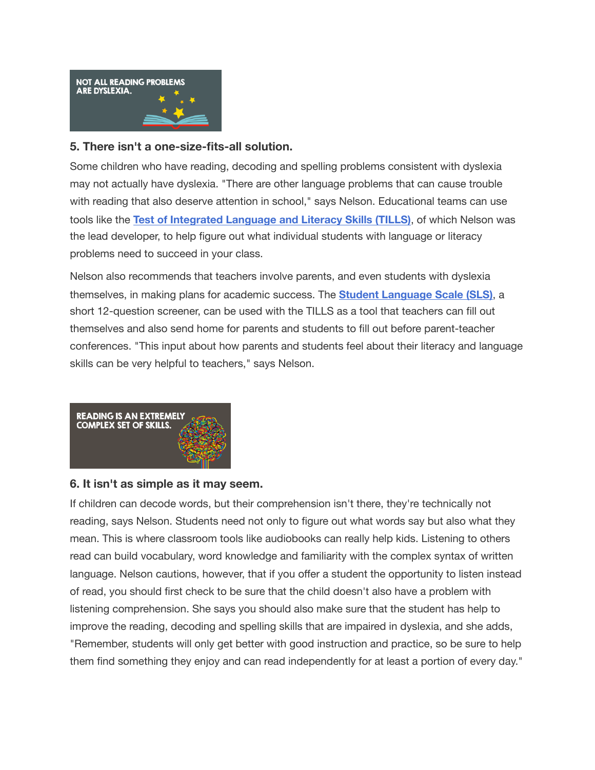NOT ALL READING PROBLEMS ARE DYSLEXIA.

### 5. There isn't a one-size-fits-all solution.

Some children who have reading, decoding and spelling problems consistent with dyslexia may not actually have dyslexia. "There are other language problems that can cause trouble with reading that also deserve attention in school," says Nelson. Educational teams can use tools like the **Test of Integrated Language and Literacy Skills (TILLS)**, of which Nelson was the lead developer, to help figure out what individual students with language or literacy problems need to succeed in your class.

Nelson also recommends that teachers involve parents, and even students with dyslexia themselves, in making plans for academic success. The **Student Language Scale (SLS)**, a short 12-question screener, can be used with the TILLS as a tool that teachers can fill out themselves and also send home for parents and students to fill out before parent-teacher conferences. "This input about how parents and students feel about their literacy and language skills can be very helpful to teachers," says Nelson.

READING IS AN EXTREMELY COMPLEX SET OF SKILLS.

### 6. It isn't as simple as it may seem.

If children can decode words, but their comprehension isn't there, they're technically not reading, says Nelson. Students need not only to figure out what words say but also what they mean. This is where classroom tools like audiobooks can really help kids. Listening to others read can build vocabulary, word knowledge and familiarity with the complex syntax of written language. Nelson cautions, however, that if you offer a student the opportunity to listen instead of read, you should first check to be sure that the child doesn't also have a problem with listening comprehension. She says you should also make sure that the student has help to improve the reading, decoding and spelling skills that are impaired in dyslexia, and she adds, "Remember, students will only get better with good instruction and practice, so be sure to help them find something they enjoy and can read independently for at least a portion of every day."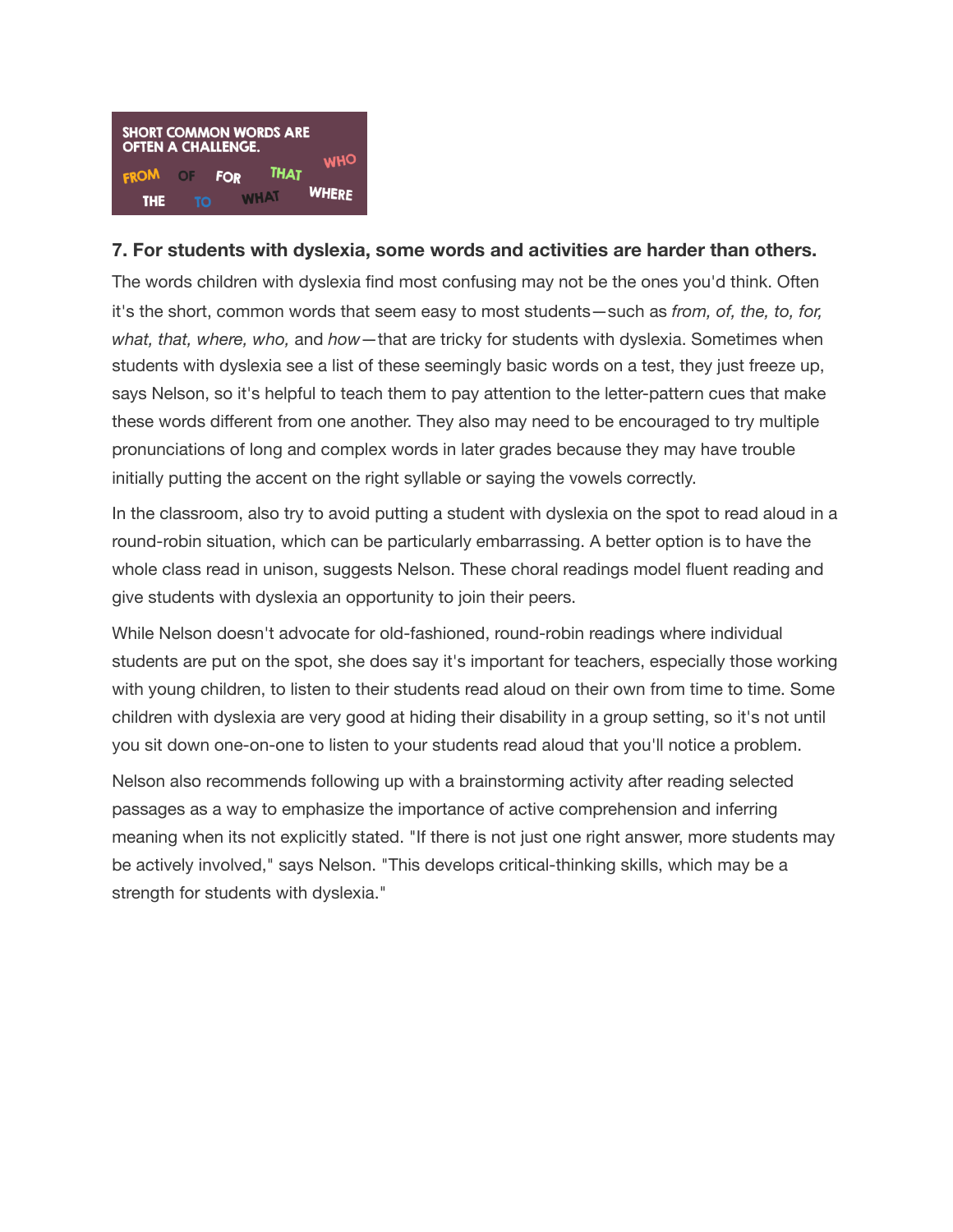SHORT COMMON WORDS ARE OFTEN A CHALLENGE.

FROM OF FOR THAT WHO THE TO WHAT WHERE

**7. For students with dyslexia, some words and activities are harder than others.**

The words children with dyslexia find most confusing may not be the ones you'd think. Often it's the short, common words that seem easy to most students—such as *from, of, the, to, for, what, that, where, who,* and *how*—that are tricky for students with dyslexia. Sometimes when students with dyslexia see a list of these seemingly basic words on a test, they just freeze up, says Nelson, so it's helpful to teach them to pay attention to the letter-pattern cues that make these words different from one another. They also may need to be encouraged to try multiple pronunciations of long and complex words in later grades because they may have trouble initially putting the accent on the right syllable or saying the vowels correctly.

In the classroom, also try to avoid putting a student with dyslexia on the spot to read aloud in a round-robin situation, which can be particularly embarrassing. A better option is to have the whole class read in unison, suggests Nelson. These choral readings model fluent reading and give students with dyslexia an opportunity to join their peers.

While Nelson doesn't advocate for old-fashioned, round-robin readings where individual students are put on the spot, she does say it's important for teachers, especially those working with young children, to listen to their students read aloud on their own from time to time. Some children with dyslexia are very good at hiding their disability in a group setting, so it's not until you sit down one-on-one to listen to your students read aloud that you'll notice a problem.

Nelson also recommends following up with a brainstorming activity after reading selected passages as a way to emphasize the importance of active comprehension and inferring meaning when its not explicitly stated. "If there is not just one right answer, more students may be actively involved," says Nelson. "This develops critical-thinking skills, which may be a strength for students with dyslexia."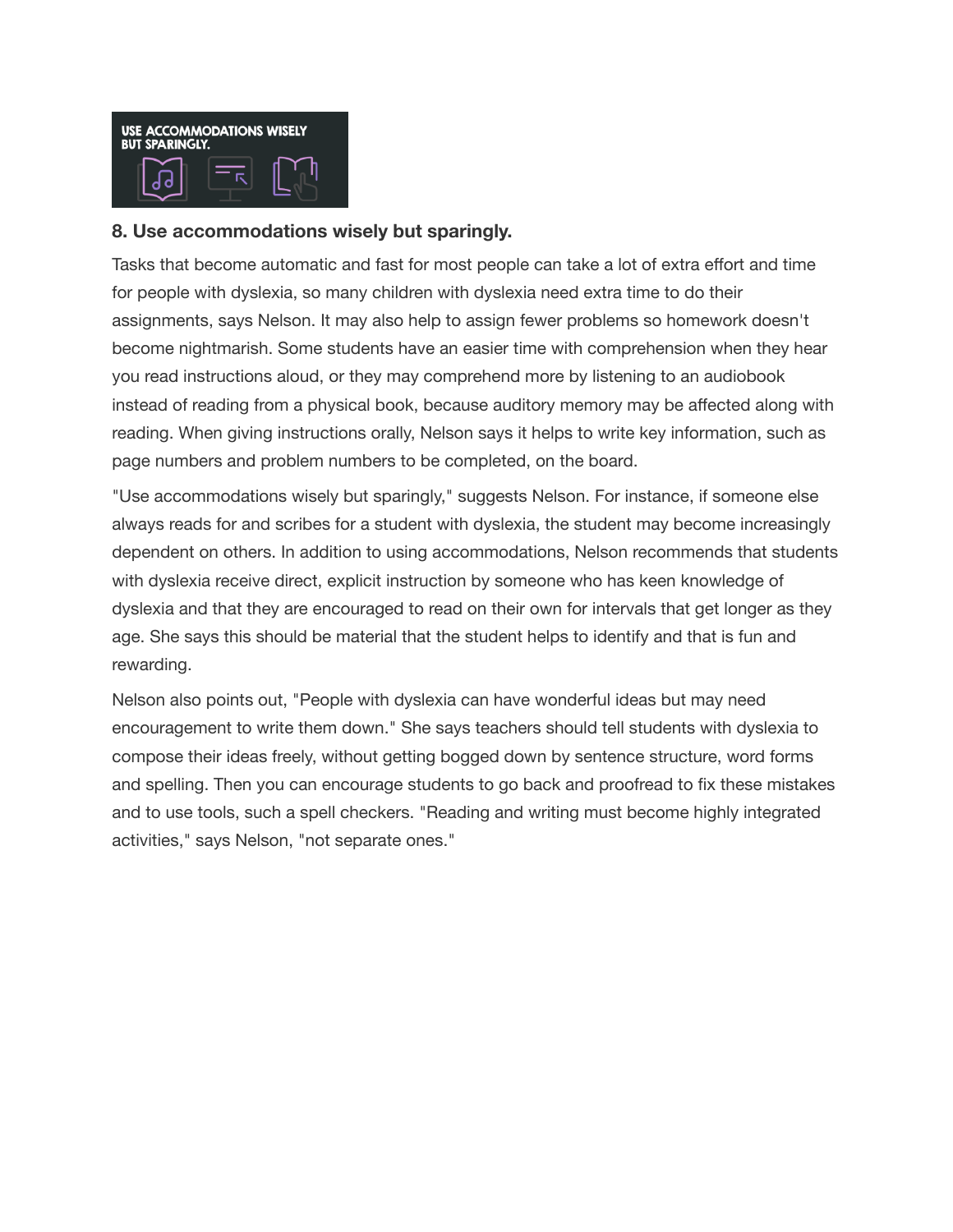## 8. Use accommodations wisely but sparingly.

Tasks that become automatic and fast for most people can take a lot of extra effort and time for people with dyslexia, so many children with dyslexia need extra time to do their assignments, says Nelson. It may also help to assign fewer problems so homework doesn't become nightmarish. Some students have an easier time with comprehension when they hear you read instructions aloud, or they may comprehend more by listening to an audiobook instead of reading from a physical book, because auditory memory may be affected along with reading. When giving instructions orally, Nelson says it helps to write key information, such as page numbers and problem numbers to be completed, on the board.

"Use accommodations wisely but sparingly," suggests Nelson. For instance, if someone else always reads for and scribes for a student with dyslexia, the student may become increasingly dependent on others. In addition to using accommodations, Nelson recommends that students with dyslexia receive direct, explicit instruction by someone who has keen knowledge of dyslexia and that they are encouraged to read on their own for intervals that get longer as they age. She says this should be material that the student helps to identify and that is fun and rewarding.

Nelson also points out, "People with dyslexia can have wonderful ideas but may need encouragement to write them down." She says teachers should tell students with dyslexia to compose their ideas freely, without getting bogged down by sentence structure, word forms and spelling. Then you can encourage students to go back and proofread to fix these mistakes and to use tools, such a spell checkers. "Reading and writing must become highly integrated activities," says Nelson, "not separate ones."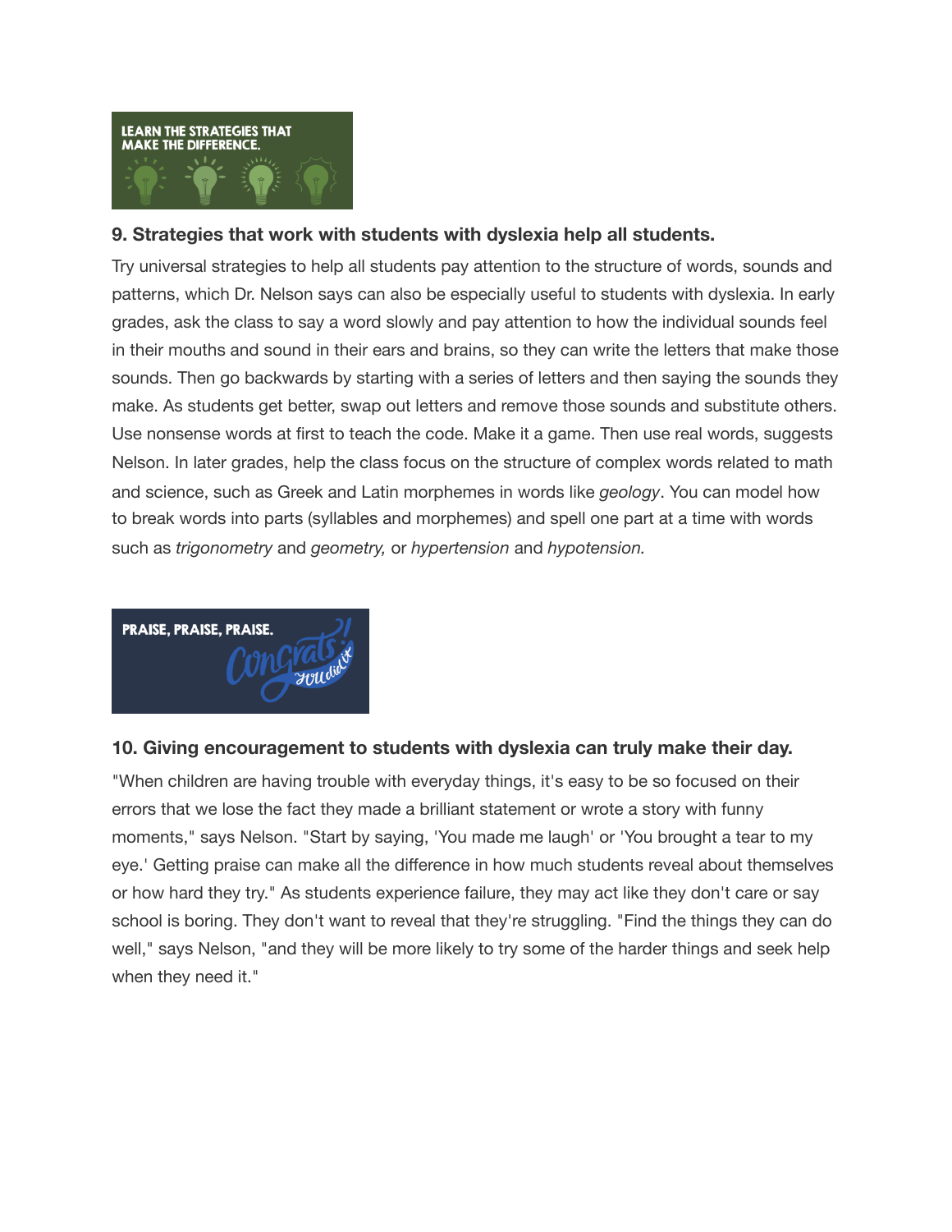LEARN THE STRATEGIES THAT MAKE THE DIFFERENCE.

### 9. Strategies that work with students with dyslexia help all students.

Try universal strategies to help all students pay attention to the structure of words, sounds and patterns, which Dr. Nelson says can also be especially useful to students with dyslexia. In early grades, ask the class to say a word slowly and pay attention to how the individual sounds feel in their mouths and sound in their ears and brains, so they can write the letters that make those sounds. Then go backwards by starting with a series of letters and then saying the sounds they make. As students get better, swap out letters and remove those sounds and substitute others. Use nonsense words at first to teach the code. Make it a game. Then use real words, suggests Nelson. In later grades, help the class focus on the structure of complex words related to math and science, such as Greek and Latin morphemes in words like *geology*. You can model how to break words into parts (syllables and morphemes) and spell one part at a time with words such as *trigonometry* and *geometry,* or *hypertension* and *hypotension.*

PRAISE, PRAISE, PRAISE.

### 10. Giving encouragement to students with dyslexia can truly make their day.

"When children are having trouble with everyday things, it's easy to be so focused on their errors that we lose the fact they made a brilliant statement or wrote a story with funny moments," says Nelson. "Start by saying, 'You made me laugh' or 'You brought a tear to my eye.' Getting praise can make all the difference in how much students reveal about themselves or how hard they try." As students experience failure, they may act like they don't care or say school is boring. They don't want to reveal that they're struggling. "Find the things they can do well," says Nelson, "and they will be more likely to try some of the harder things and seek help when they need it."